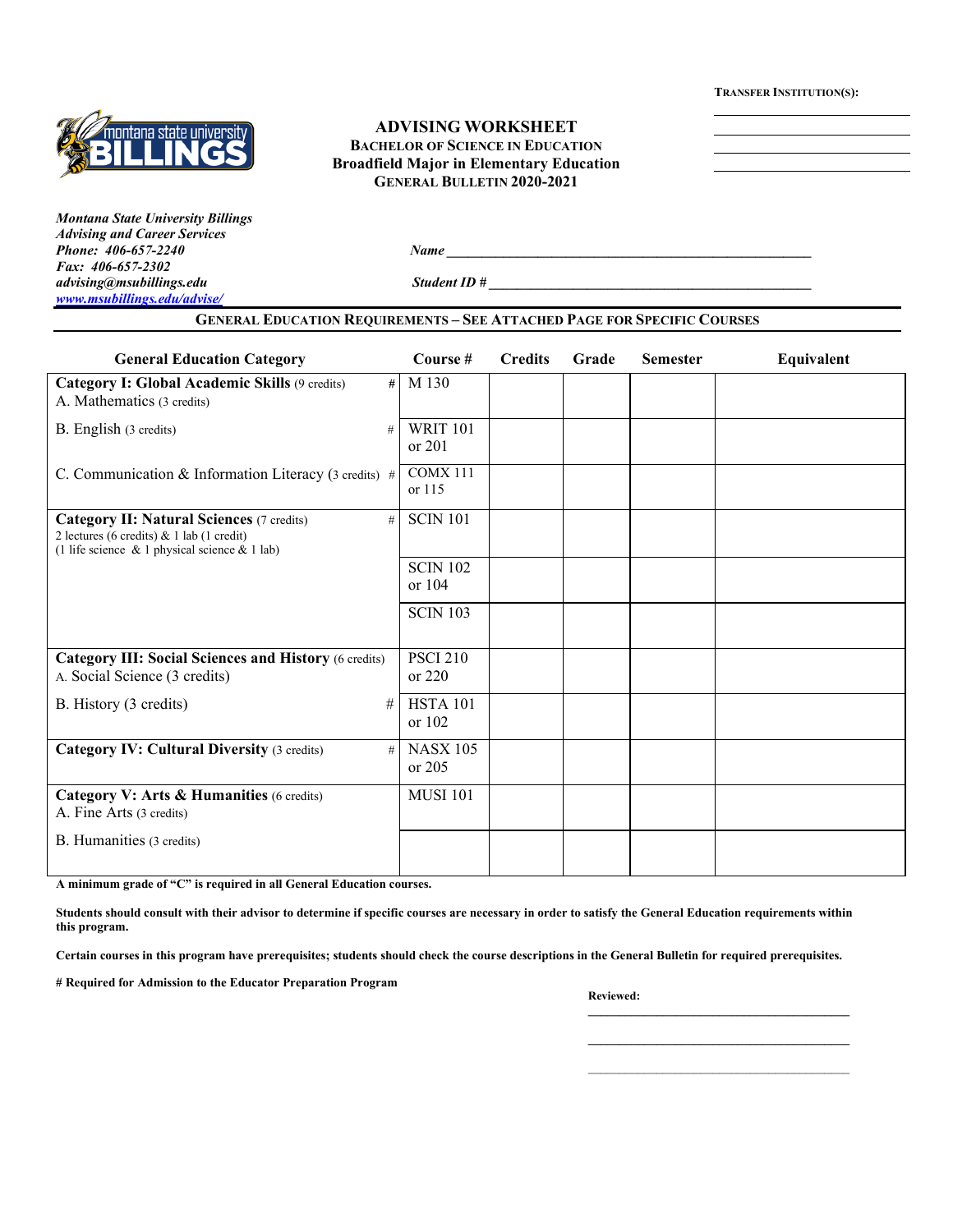**Transfer Institution(s):**

____________________

____________________

____________________

____________________

# ADVISING WORKSHEET

**Bachelor of Science in Education**
**Broadfield Major in Elementary Education**
**General Bulletin 2020-2021**

***Montana State University Billings***
***Advising and Career Services***
***Phone: 406-657-2240***
***Fax: 406-657-2302***
***advising@msubillings.edu***
***www.msubillings.edu/advise/***

***Name*** ____________________________________________

***Student ID #*** ____________________________________________

## General Education Requirements – See Attached Page for Specific Courses

| General Education Category | | Course # | Credits | Grade | Semester | Equivalent |
|---|---|---|---|---|---|---|
| **Category I: Global Academic Skills** (9 credits)<br>A. Mathematics (3 credits) | # | M 130 | | | | |
| B. English (3 credits) | # | WRIT 101 or 201 | | | | |
| C. Communication & Information Literacy (3 credits) | # | COMX 111 or 115 | | | | |
| **Category II: Natural Sciences** (7 credits)<br>2 lectures (6 credits) & 1 lab (1 credit)<br>(1 life science & 1 physical science & 1 lab) | # | SCIN 101 | | | | |
| | | SCIN 102 or 104 | | | | |
| | | SCIN 103 | | | | |
| **Category III: Social Sciences and History** (6 credits)<br>A. Social Science (3 credits) | | PSCI 210 or 220 | | | | |
| B. History (3 credits) | # | HSTA 101 or 102 | | | | |
| **Category IV: Cultural Diversity** (3 credits) | # | NASX 105 or 205 | | | | |
| **Category V: Arts & Humanities** (6 credits)<br>A. Fine Arts (3 credits) | | MUSI 101 | | | | |
| B. Humanities (3 credits) | | | | | | |

**A minimum grade of "C" is required in all General Education courses.**

**Students should consult with their advisor to determine if specific courses are necessary in order to satisfy the General Education requirements within this program.**

**Certain courses in this program have prerequisites; students should check the course descriptions in the General Bulletin for required prerequisites.**

**# Required for Admission to the Educator Preparation Program**

**Reviewed:**

____________________________________________

____________________________________________

____________________________________________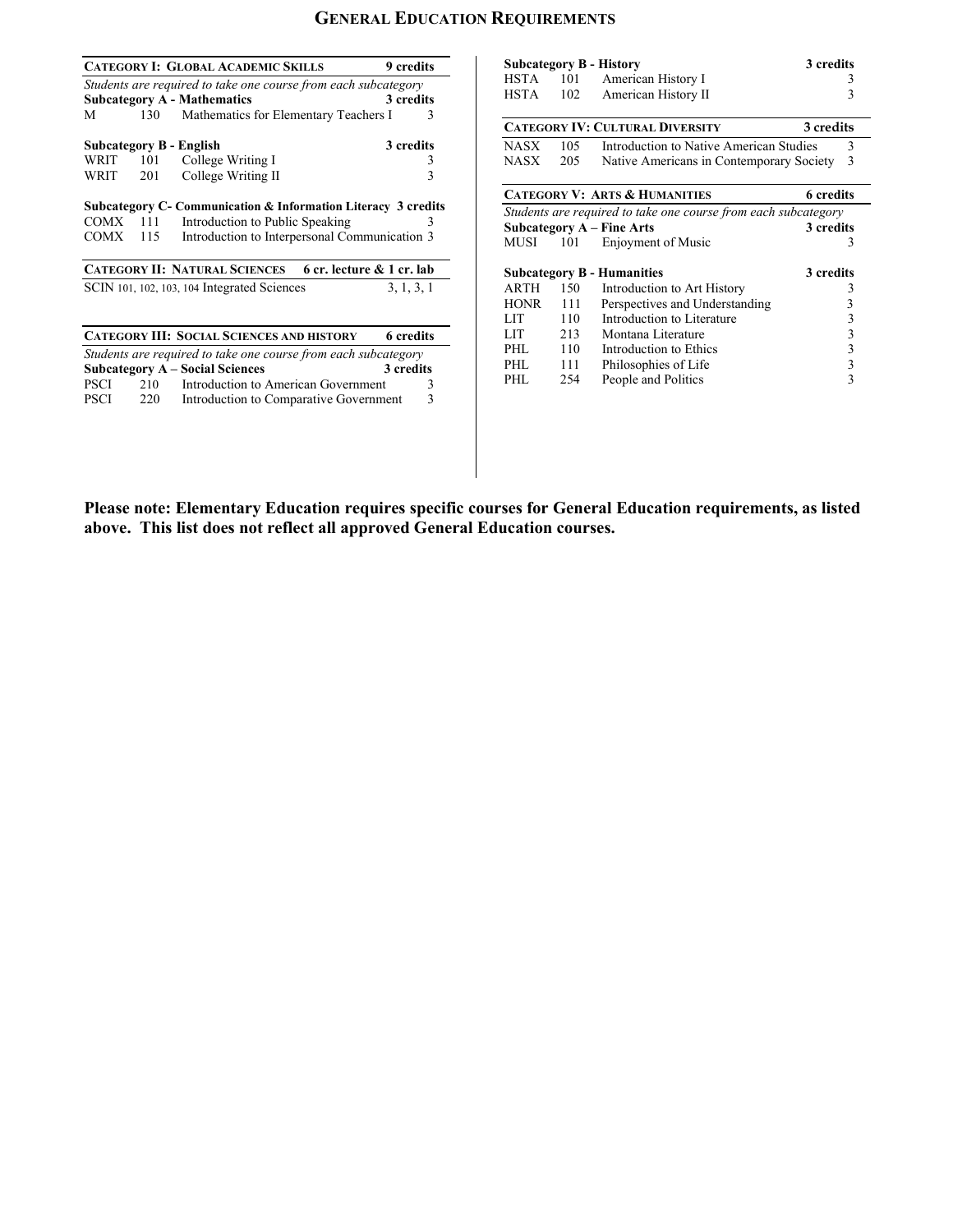# General Education Requirements

| **Category I: Global Academic Skills** | | | **9 credits** |
|---|---|---|---|
| *Students are required to take one course from each subcategory* | | | |
| **Subcategory A - Mathematics** | | | **3 credits** |
| M | 130 | Mathematics for Elementary Teachers I | 3 |
| **Subcategory B - English** | | | **3 credits** |
| WRIT | 101 | College Writing I | 3 |
| WRIT | 201 | College Writing II | 3 |
| **Subcategory C- Communication & Information Literacy** | | | **3 credits** |
| COMX | 111 | Introduction to Public Speaking | 3 |
| COMX | 115 | Introduction to Interpersonal Communication | 3 |

| **Category II: Natural Sciences** | **6 cr. lecture & 1 cr. lab** |
|---|---|
| SCIN 101, 102, 103, 104 Integrated Sciences | 3, 1, 3, 1 |

| **Category III: Social Sciences and History** | | | **6 credits** |
|---|---|---|---|
| *Students are required to take one course from each subcategory* | | | |
| **Subcategory A – Social Sciences** | | | **3 credits** |
| PSCI | 210 | Introduction to American Government | 3 |
| PSCI | 220 | Introduction to Comparative Government | 3 |
| **Subcategory B - History** | | | **3 credits** |
| HSTA | 101 | American History I | 3 |
| HSTA | 102 | American History II | 3 |

| **Category IV: Cultural Diversity** | | | **3 credits** |
|---|---|---|---|
| NASX | 105 | Introduction to Native American Studies | 3 |
| NASX | 205 | Native Americans in Contemporary Society | 3 |

| **Category V: Arts & Humanities** | | | **6 credits** |
|---|---|---|---|
| *Students are required to take one course from each subcategory* | | | |
| **Subcategory A – Fine Arts** | | | **3 credits** |
| MUSI | 101 | Enjoyment of Music | 3 |
| **Subcategory B - Humanities** | | | **3 credits** |
| ARTH | 150 | Introduction to Art History | 3 |
| HONR | 111 | Perspectives and Understanding | 3 |
| LIT | 110 | Introduction to Literature | 3 |
| LIT | 213 | Montana Literature | 3 |
| PHL | 110 | Introduction to Ethics | 3 |
| PHL | 111 | Philosophies of Life | 3 |
| PHL | 254 | People and Politics | 3 |

**Please note: Elementary Education requires specific courses for General Education requirements, as listed above. This list does not reflect all approved General Education courses.**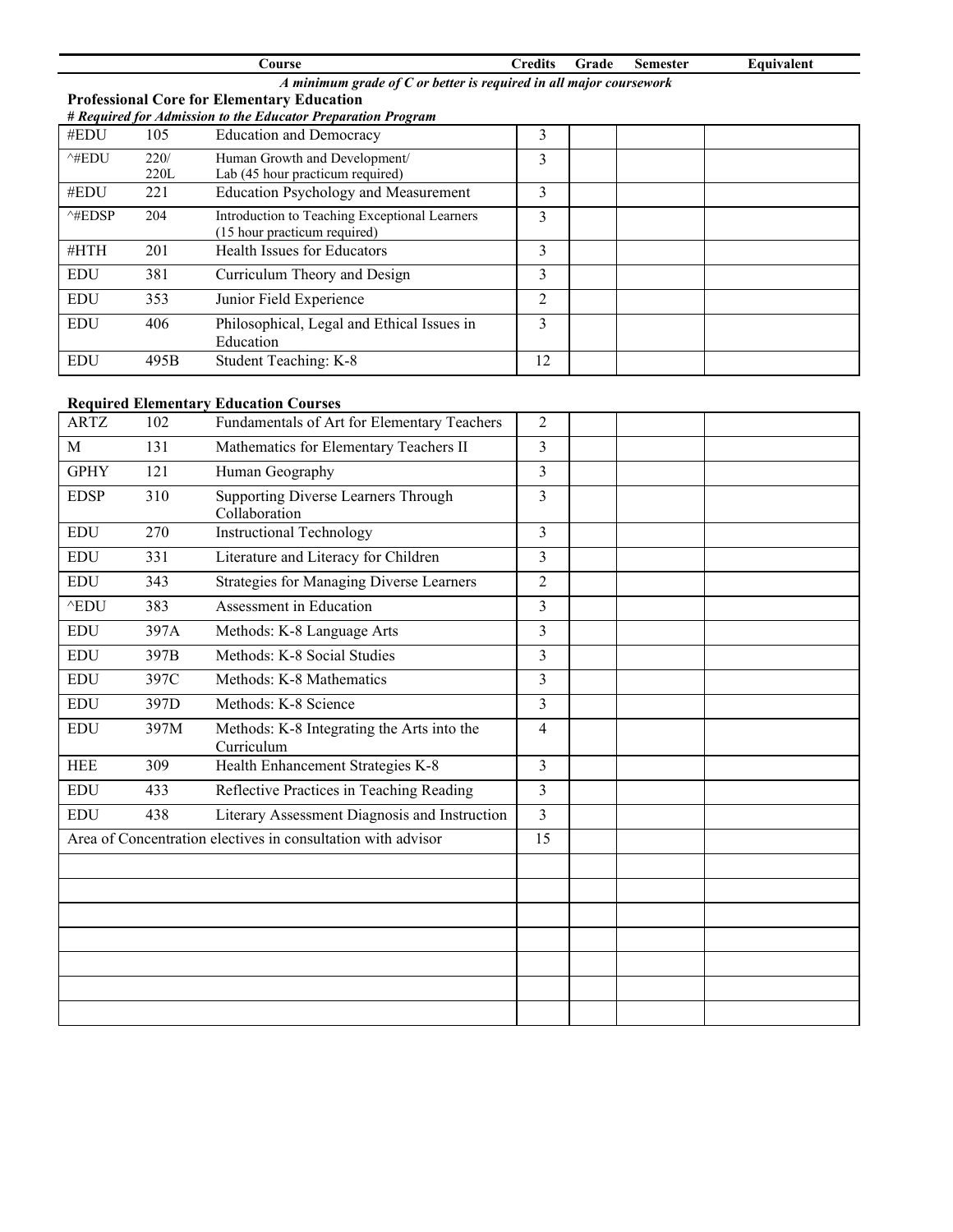| Course | | | Credits | Grade | Semester | Equivalent |
|---|---|---|---|---|---|---|

***A minimum grade of C or better is required in all major coursework***

**Professional Core for Elementary Education**

***# Required for Admission to the Educator Preparation Program***

| Prefix | Number | Course | Credits | Grade | Semester | Equivalent |
|---|---|---|---|---|---|---|
| #EDU | 105 | Education and Democracy | 3 | | | |
| ^#EDU | 220/ 220L | Human Growth and Development/ Lab (45 hour practicum required) | 3 | | | |
| #EDU | 221 | Education Psychology and Measurement | 3 | | | |
| ^#EDSP | 204 | Introduction to Teaching Exceptional Learners (15 hour practicum required) | 3 | | | |
| #HTH | 201 | Health Issues for Educators | 3 | | | |
| EDU | 381 | Curriculum Theory and Design | 3 | | | |
| EDU | 353 | Junior Field Experience | 2 | | | |
| EDU | 406 | Philosophical, Legal and Ethical Issues in Education | 3 | | | |
| EDU | 495B | Student Teaching: K-8 | 12 | | | |

**Required Elementary Education Courses**

| Prefix | Number | Course | Credits | Grade | Semester | Equivalent |
|---|---|---|---|---|---|---|
| ARTZ | 102 | Fundamentals of Art for Elementary Teachers | 2 | | | |
| M | 131 | Mathematics for Elementary Teachers II | 3 | | | |
| GPHY | 121 | Human Geography | 3 | | | |
| EDSP | 310 | Supporting Diverse Learners Through Collaboration | 3 | | | |
| EDU | 270 | Instructional Technology | 3 | | | |
| EDU | 331 | Literature and Literacy for Children | 3 | | | |
| EDU | 343 | Strategies for Managing Diverse Learners | 2 | | | |
| ^EDU | 383 | Assessment in Education | 3 | | | |
| EDU | 397A | Methods: K-8 Language Arts | 3 | | | |
| EDU | 397B | Methods: K-8 Social Studies | 3 | | | |
| EDU | 397C | Methods: K-8 Mathematics | 3 | | | |
| EDU | 397D | Methods: K-8 Science | 3 | | | |
| EDU | 397M | Methods: K-8 Integrating the Arts into the Curriculum | 4 | | | |
| HEE | 309 | Health Enhancement Strategies K-8 | 3 | | | |
| EDU | 433 | Reflective Practices in Teaching Reading | 3 | | | |
| EDU | 438 | Literary Assessment Diagnosis and Instruction | 3 | | | |
| Area of Concentration electives in consultation with advisor | | | 15 | | | |
| | | | | | | |
| | | | | | | |
| | | | | | | |
| | | | | | | |
| | | | | | | |
| | | | | | | |
| | | | | | | |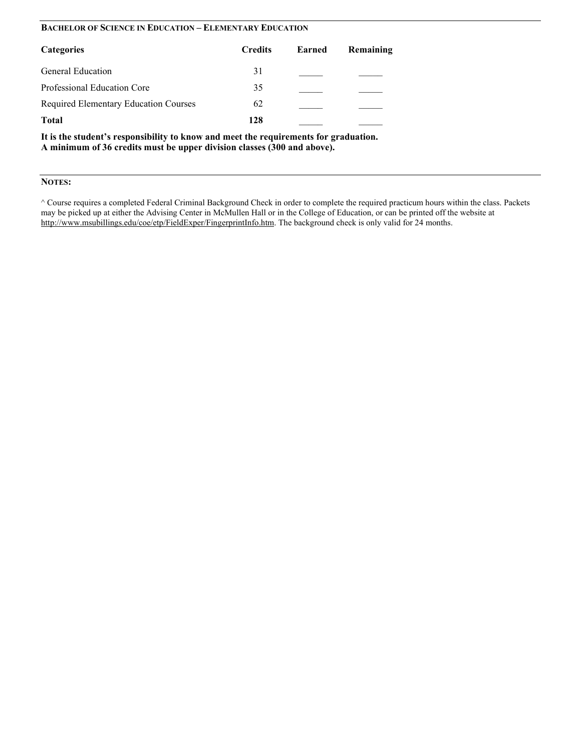**BACHELOR OF SCIENCE IN EDUCATION – ELEMENTARY EDUCATION**

| Categories | Credits | Earned | Remaining |
| --- | --- | --- | --- |
| General Education | 31 | _____ | _____ |
| Professional Education Core | 35 | _____ | _____ |
| Required Elementary Education Courses | 62 | _____ | _____ |
| **Total** | **128** | _____ | _____ |

**It is the student's responsibility to know and meet the requirements for graduation.**
**A minimum of 36 credits must be upper division classes (300 and above).**

**NOTES:**

^ Course requires a completed Federal Criminal Background Check in order to complete the required practicum hours within the class. Packets may be picked up at either the Advising Center in McMullen Hall or in the College of Education, or can be printed off the website at http://www.msubillings.edu/coe/etp/FieldExper/FingerprintInfo.htm. The background check is only valid for 24 months.